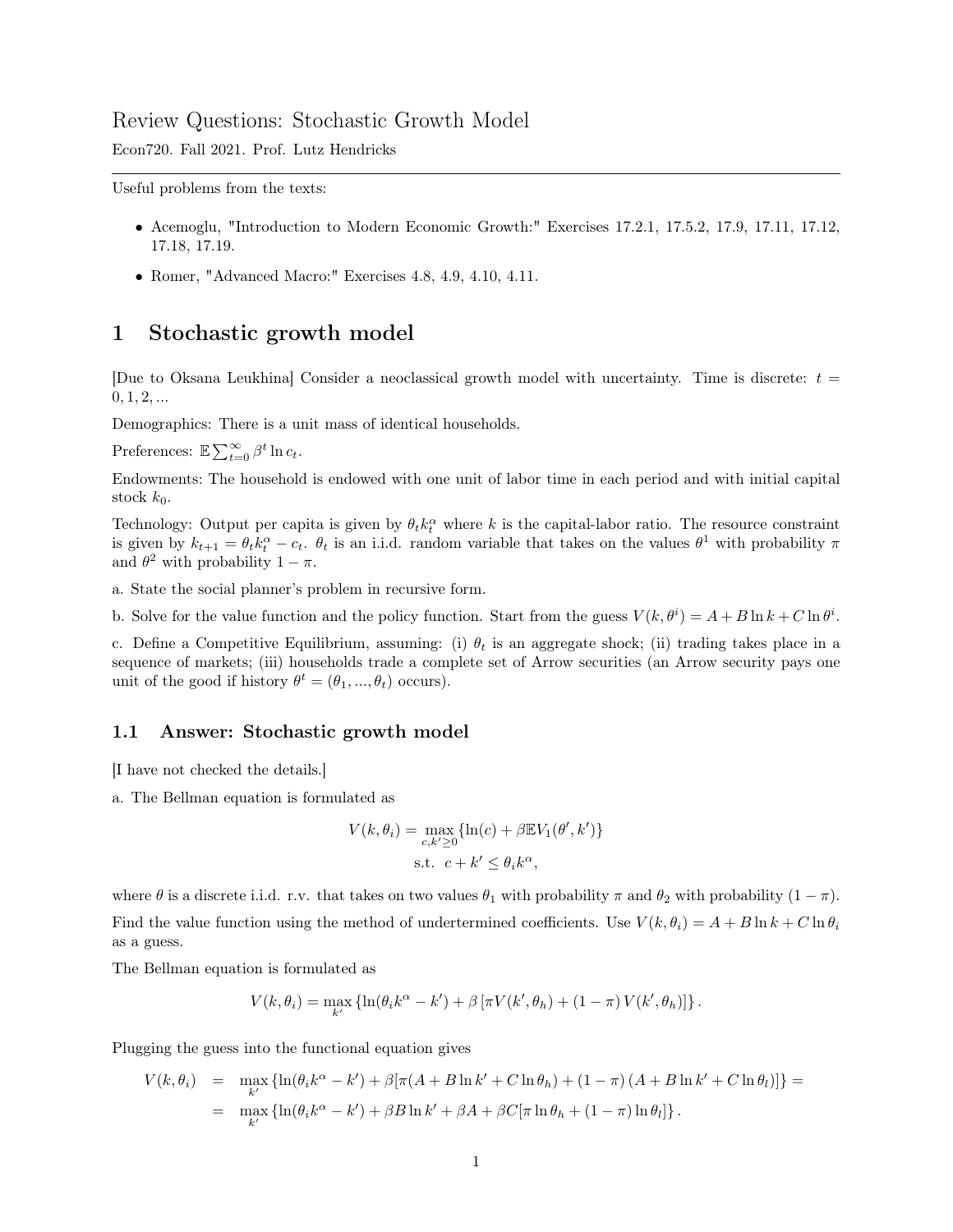# Review Questions: Stochastic Growth Model

Econ720. Fall 2021. Prof. Lutz Hendricks

---

Useful problems from the texts:

- Acemoglu, "Introduction to Modern Economic Growth:" Exercises 17.2.1, 17.5.2, 17.9, 17.11, 17.12, 17.18, 17.19.
- Romer, "Advanced Macro:" Exercises 4.8, 4.9, 4.10, 4.11.

# 1 Stochastic growth model

[Due to Oksana Leukhina] Consider a neoclassical growth model with uncertainty. Time is discrete: $t = 0, 1, 2, ...$

Demographics: There is a unit mass of identical households.

Preferences: $\mathbb{E} \sum_{t=0}^{\infty} \beta^t \ln c_t$.

Endowments: The household is endowed with one unit of labor time in each period and with initial capital stock $k_0$.

Technology: Output per capita is given by $\theta_t k_t^{\alpha}$ where $k$ is the capital-labor ratio. The resource constraint is given by $k_{t+1} = \theta_t k_t^{\alpha} - c_t$. $\theta_t$ is an i.i.d. random variable that takes on the values $\theta^1$ with probability $\pi$ and $\theta^2$ with probability $1 - \pi$.

a. State the social planner's problem in recursive form.

b. Solve for the value function and the policy function. Start from the guess $V(k, \theta^i) = A + B \ln k + C \ln \theta^i$.

c. Define a Competitive Equilibrium, assuming: (i) $\theta_t$ is an aggregate shock; (ii) trading takes place in a sequence of markets; (iii) households trade a complete set of Arrow securities (an Arrow security pays one unit of the good if history $\theta^t = (\theta_1, ..., \theta_t)$ occurs).

## 1.1 Answer: Stochastic growth model

[I have not checked the details.]

a. The Bellman equation is formulated as

$$V(k, \theta_i) = \max_{c, k' \geq 0} \{\ln(c) + \beta \mathbb{E} V_1(\theta', k')\}$$
$$\text{s.t. } c + k' \leq \theta_i k^{\alpha},$$

where $\theta$ is a discrete i.i.d. r.v. that takes on two values $\theta_1$ with probability $\pi$ and $\theta_2$ with probability $(1 - \pi)$.

Find the value function using the method of undertermined coefficients. Use $V(k, \theta_i) = A + B \ln k + C \ln \theta_i$ as a guess.

The Bellman equation is formulated as

$$V(k, \theta_i) = \max_{k'} \{\ln(\theta_i k^{\alpha} - k') + \beta [\pi V(k', \theta_h) + (1 - \pi) V(k', \theta_h)]\}.$$

Plugging the guess into the functional equation gives

$$\begin{aligned} V(k, \theta_i) &= \max_{k'} \{\ln(\theta_i k^{\alpha} - k') + \beta[\pi(A + B \ln k' + C \ln \theta_h) + (1 - \pi)(A + B \ln k' + C \ln \theta_l)]\} = \\ &= \max_{k'} \{\ln(\theta_i k^{\alpha} - k') + \beta B \ln k' + \beta A + \beta C[\pi \ln \theta_h + (1 - \pi) \ln \theta_l]\}. \end{aligned}$$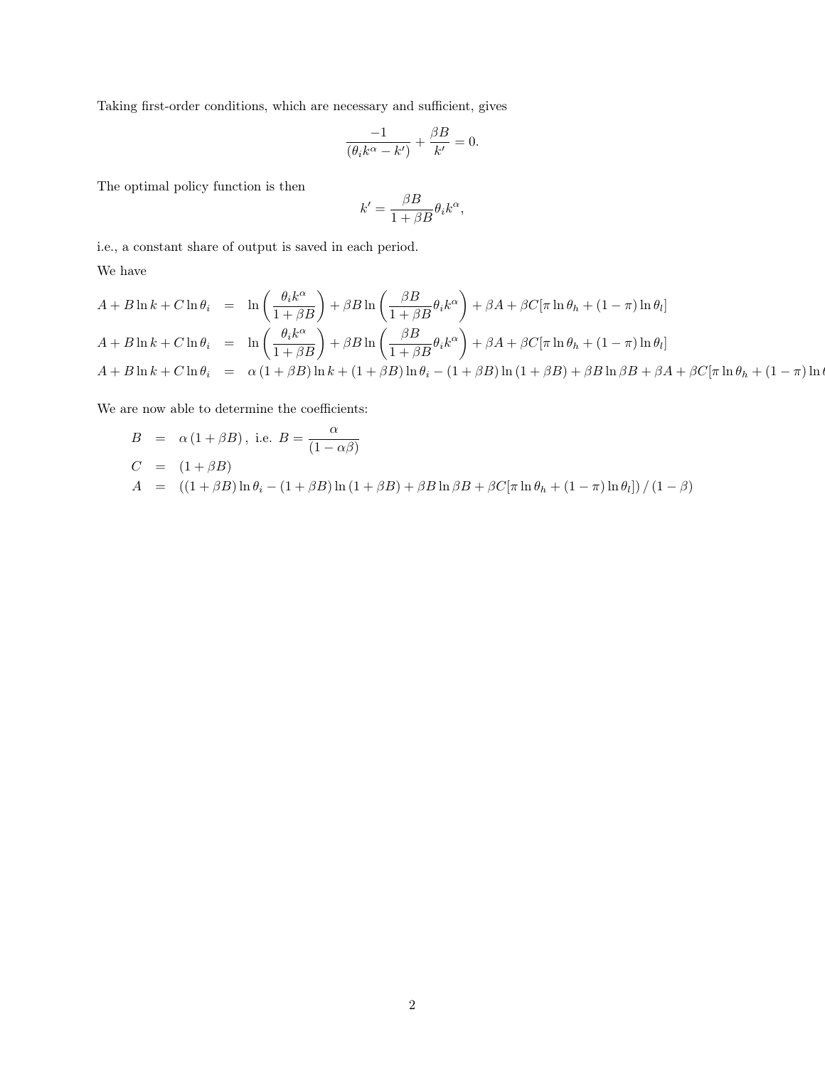Taking first-order conditions, which are necessary and sufficient, gives

$$\frac{-1}{(\theta_i k^\alpha - k')} + \frac{\beta B}{k'} = 0.$$

The optimal policy function is then

$$k' = \frac{\beta B}{1 + \beta B} \theta_i k^\alpha,$$

i.e., a constant share of output is saved in each period.

We have

$$
\begin{aligned}
A + B \ln k + C \ln \theta_i &= \ln\left(\frac{\theta_i k^\alpha}{1 + \beta B}\right) + \beta B \ln\left(\frac{\beta B}{1 + \beta B} \theta_i k^\alpha\right) + \beta A + \beta C[\pi \ln \theta_h + (1 - \pi) \ln \theta_l] \\
A + B \ln k + C \ln \theta_i &= \ln\left(\frac{\theta_i k^\alpha}{1 + \beta B}\right) + \beta B \ln\left(\frac{\beta B}{1 + \beta B} \theta_i k^\alpha\right) + \beta A + \beta C[\pi \ln \theta_h + (1 - \pi) \ln \theta_l] \\
A + B \ln k + C \ln \theta_i &= \alpha (1 + \beta B) \ln k + (1 + \beta B) \ln \theta_i - (1 + \beta B) \ln (1 + \beta B) + \beta B \ln \beta B + \beta A + \beta C[\pi \ln \theta_h + (1 - \pi) \ln \theta
\end{aligned}
$$

We are now able to determine the coefficients:

$$
\begin{aligned}
B &= \alpha (1 + \beta B), \text{ i.e. } B = \frac{\alpha}{(1 - \alpha\beta)} \\
C &= (1 + \beta B) \\
A &= ((1 + \beta B) \ln \theta_i - (1 + \beta B) \ln (1 + \beta B) + \beta B \ln \beta B + \beta C[\pi \ln \theta_h + (1 - \pi) \ln \theta_l]) / (1 - \beta)
\end{aligned}
$$